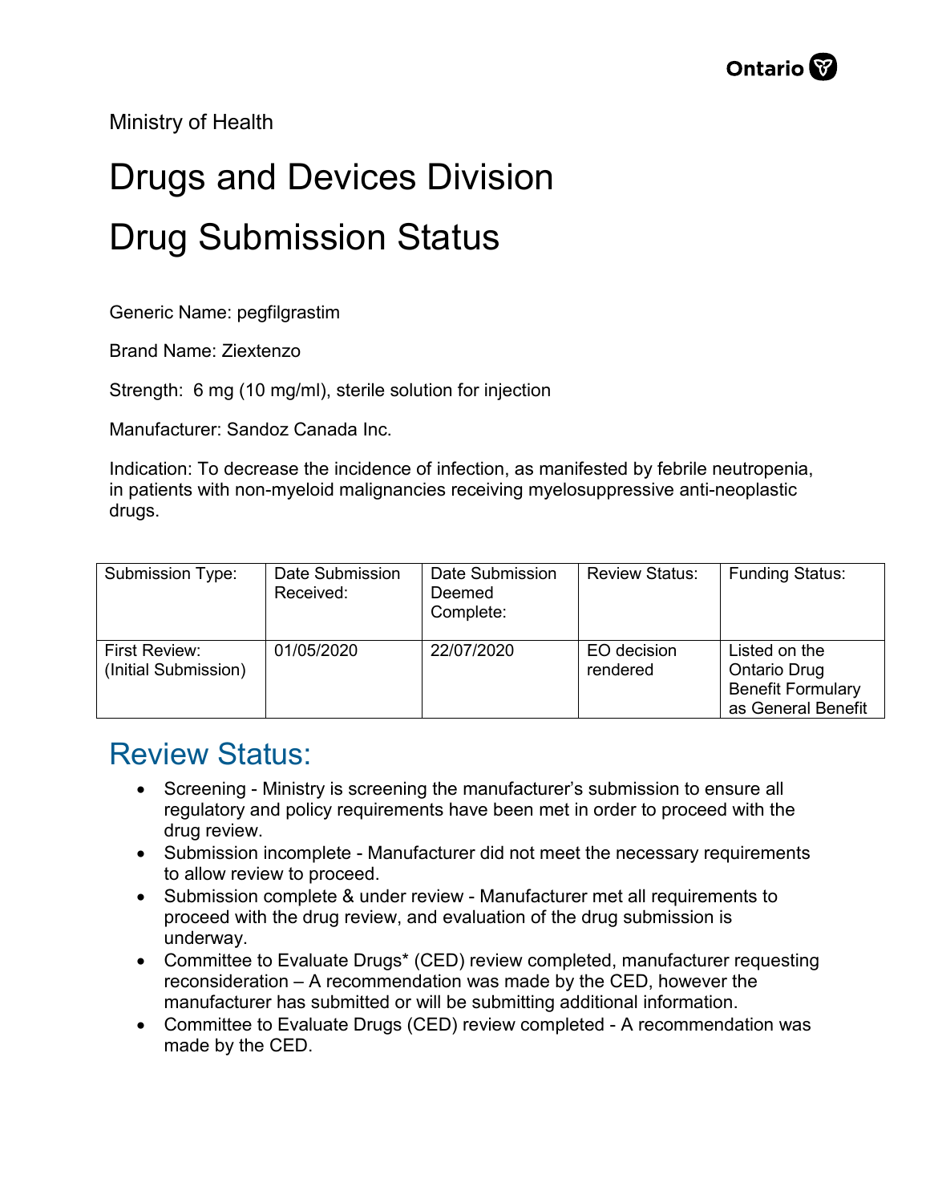Ministry of Health

# Drugs and Devices Division

# Drug Submission Status

Generic Name: pegfilgrastim

Brand Name: Ziextenzo

Strength: 6 mg (10 mg/ml), sterile solution for injection

Manufacturer: Sandoz Canada Inc.

Indication: To decrease the incidence of infection, as manifested by febrile neutropenia, in patients with non-myeloid malignancies receiving myelosuppressive anti-neoplastic drugs.

| Submission Type: | Date Submission Received: | Date Submission Deemed Complete: | Review Status: | Funding Status: |
|---|---|---|---|---|
| First Review: (Initial Submission) | 01/05/2020 | 22/07/2020 | EO decision rendered | Listed on the Ontario Drug Benefit Formulary as General Benefit |

## Review Status:

- Screening - Ministry is screening the manufacturer's submission to ensure all regulatory and policy requirements have been met in order to proceed with the drug review.
- Submission incomplete - Manufacturer did not meet the necessary requirements to allow review to proceed.
- Submission complete & under review - Manufacturer met all requirements to proceed with the drug review, and evaluation of the drug submission is underway.
- Committee to Evaluate Drugs* (CED) review completed, manufacturer requesting reconsideration – A recommendation was made by the CED, however the manufacturer has submitted or will be submitting additional information.
- Committee to Evaluate Drugs (CED) review completed - A recommendation was made by the CED.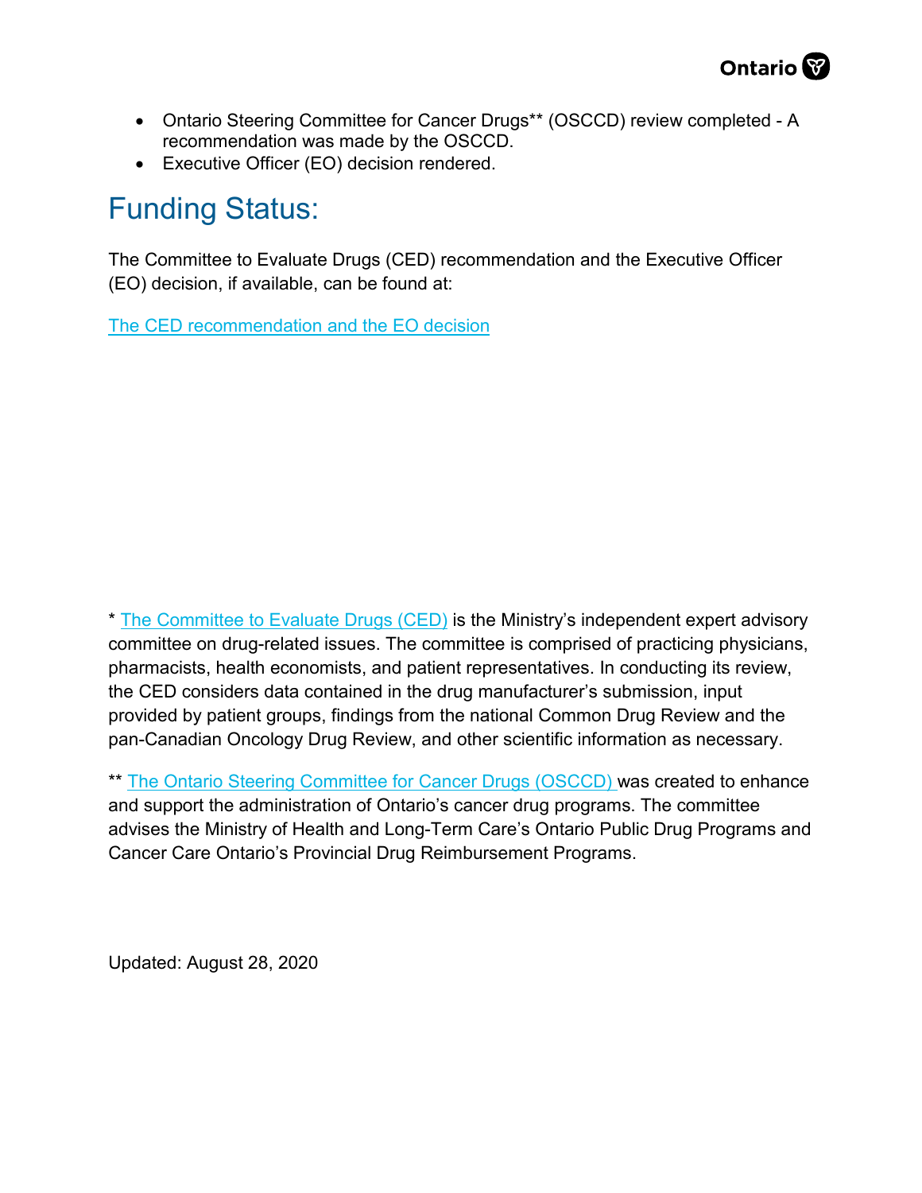- Ontario Steering Committee for Cancer Drugs** (OSCCD) review completed - A recommendation was made by the OSCCD.
- Executive Officer (EO) decision rendered.

## Funding Status:

The Committee to Evaluate Drugs (CED) recommendation and the Executive Officer (EO) decision, if available, can be found at:

The CED recommendation and the EO decision

* The Committee to Evaluate Drugs (CED) is the Ministry's independent expert advisory committee on drug-related issues. The committee is comprised of practicing physicians, pharmacists, health economists, and patient representatives. In conducting its review, the CED considers data contained in the drug manufacturer's submission, input provided by patient groups, findings from the national Common Drug Review and the pan-Canadian Oncology Drug Review, and other scientific information as necessary.

** The Ontario Steering Committee for Cancer Drugs (OSCCD) was created to enhance and support the administration of Ontario's cancer drug programs. The committee advises the Ministry of Health and Long-Term Care's Ontario Public Drug Programs and Cancer Care Ontario's Provincial Drug Reimbursement Programs.

Updated: August 28, 2020